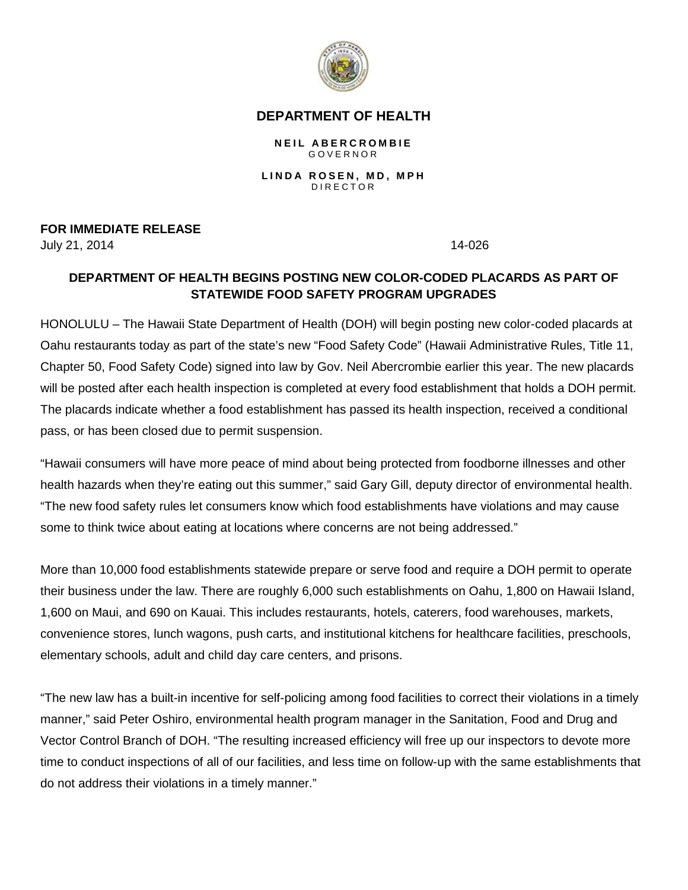**DEPARTMENT OF HEALTH**

**NEIL ABERCROMBIE**
GOVERNOR

**LINDA ROSEN, MD, MPH**
DIRECTOR

**FOR IMMEDIATE RELEASE**
July 21, 2014 14-026

**DEPARTMENT OF HEALTH BEGINS POSTING NEW COLOR-CODED PLACARDS AS PART OF STATEWIDE FOOD SAFETY PROGRAM UPGRADES**

HONOLULU – The Hawaii State Department of Health (DOH) will begin posting new color-coded placards at Oahu restaurants today as part of the state's new "Food Safety Code" (Hawaii Administrative Rules, Title 11, Chapter 50, Food Safety Code) signed into law by Gov. Neil Abercrombie earlier this year. The new placards will be posted after each health inspection is completed at every food establishment that holds a DOH permit. The placards indicate whether a food establishment has passed its health inspection, received a conditional pass, or has been closed due to permit suspension.

"Hawaii consumers will have more peace of mind about being protected from foodborne illnesses and other health hazards when they're eating out this summer," said Gary Gill, deputy director of environmental health. "The new food safety rules let consumers know which food establishments have violations and may cause some to think twice about eating at locations where concerns are not being addressed."

More than 10,000 food establishments statewide prepare or serve food and require a DOH permit to operate their business under the law. There are roughly 6,000 such establishments on Oahu, 1,800 on Hawaii Island, 1,600 on Maui, and 690 on Kauai. This includes restaurants, hotels, caterers, food warehouses, markets, convenience stores, lunch wagons, push carts, and institutional kitchens for healthcare facilities, preschools, elementary schools, adult and child day care centers, and prisons.

"The new law has a built-in incentive for self-policing among food facilities to correct their violations in a timely manner," said Peter Oshiro, environmental health program manager in the Sanitation, Food and Drug and Vector Control Branch of DOH. "The resulting increased efficiency will free up our inspectors to devote more time to conduct inspections of all of our facilities, and less time on follow-up with the same establishments that do not address their violations in a timely manner."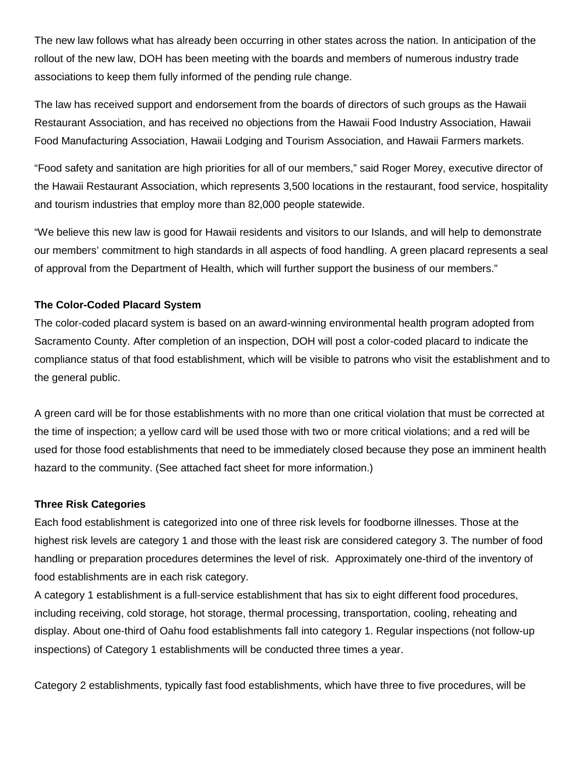The new law follows what has already been occurring in other states across the nation. In anticipation of the rollout of the new law, DOH has been meeting with the boards and members of numerous industry trade associations to keep them fully informed of the pending rule change.

The law has received support and endorsement from the boards of directors of such groups as the Hawaii Restaurant Association, and has received no objections from the Hawaii Food Industry Association, Hawaii Food Manufacturing Association, Hawaii Lodging and Tourism Association, and Hawaii Farmers markets.

"Food safety and sanitation are high priorities for all of our members," said Roger Morey, executive director of the Hawaii Restaurant Association, which represents 3,500 locations in the restaurant, food service, hospitality and tourism industries that employ more than 82,000 people statewide.

"We believe this new law is good for Hawaii residents and visitors to our Islands, and will help to demonstrate our members' commitment to high standards in all aspects of food handling. A green placard represents a seal of approval from the Department of Health, which will further support the business of our members."

**The Color-Coded Placard System**

The color-coded placard system is based on an award-winning environmental health program adopted from Sacramento County. After completion of an inspection, DOH will post a color-coded placard to indicate the compliance status of that food establishment, which will be visible to patrons who visit the establishment and to the general public.

A green card will be for those establishments with no more than one critical violation that must be corrected at the time of inspection; a yellow card will be used those with two or more critical violations; and a red will be used for those food establishments that need to be immediately closed because they pose an imminent health hazard to the community. (See attached fact sheet for more information.)

**Three Risk Categories**

Each food establishment is categorized into one of three risk levels for foodborne illnesses. Those at the highest risk levels are category 1 and those with the least risk are considered category 3. The number of food handling or preparation procedures determines the level of risk. Approximately one-third of the inventory of food establishments are in each risk category.

A category 1 establishment is a full-service establishment that has six to eight different food procedures, including receiving, cold storage, hot storage, thermal processing, transportation, cooling, reheating and display. About one-third of Oahu food establishments fall into category 1. Regular inspections (not follow-up inspections) of Category 1 establishments will be conducted three times a year.

Category 2 establishments, typically fast food establishments, which have three to five procedures, will be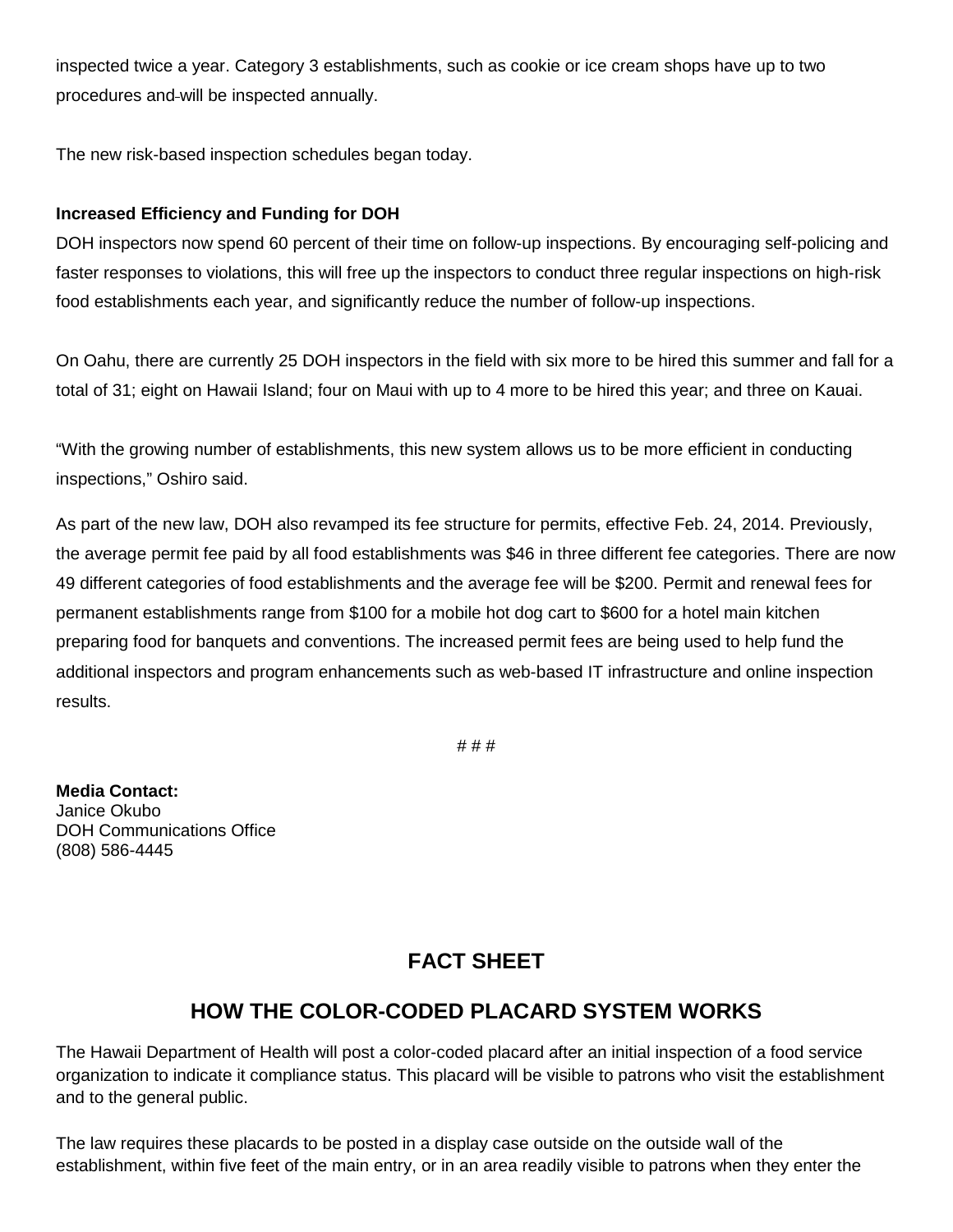inspected twice a year. Category 3 establishments, such as cookie or ice cream shops have up to two procedures and will be inspected annually.

The new risk-based inspection schedules began today.

**Increased Efficiency and Funding for DOH**

DOH inspectors now spend 60 percent of their time on follow-up inspections. By encouraging self-policing and faster responses to violations, this will free up the inspectors to conduct three regular inspections on high-risk food establishments each year, and significantly reduce the number of follow-up inspections.

On Oahu, there are currently 25 DOH inspectors in the field with six more to be hired this summer and fall for a total of 31; eight on Hawaii Island; four on Maui with up to 4 more to be hired this year; and three on Kauai.

"With the growing number of establishments, this new system allows us to be more efficient in conducting inspections," Oshiro said.

As part of the new law, DOH also revamped its fee structure for permits, effective Feb. 24, 2014. Previously, the average permit fee paid by all food establishments was $46 in three different fee categories. There are now 49 different categories of food establishments and the average fee will be $200. Permit and renewal fees for permanent establishments range from $100 for a mobile hot dog cart to $600 for a hotel main kitchen preparing food for banquets and conventions. The increased permit fees are being used to help fund the additional inspectors and program enhancements such as web-based IT infrastructure and online inspection results.

# # #

**Media Contact:**
Janice Okubo
DOH Communications Office
(808) 586-4445

## FACT SHEET

## HOW THE COLOR-CODED PLACARD SYSTEM WORKS

The Hawaii Department of Health will post a color-coded placard after an initial inspection of a food service organization to indicate it compliance status. This placard will be visible to patrons who visit the establishment and to the general public.

The law requires these placards to be posted in a display case outside on the outside wall of the establishment, within five feet of the main entry, or in an area readily visible to patrons when they enter the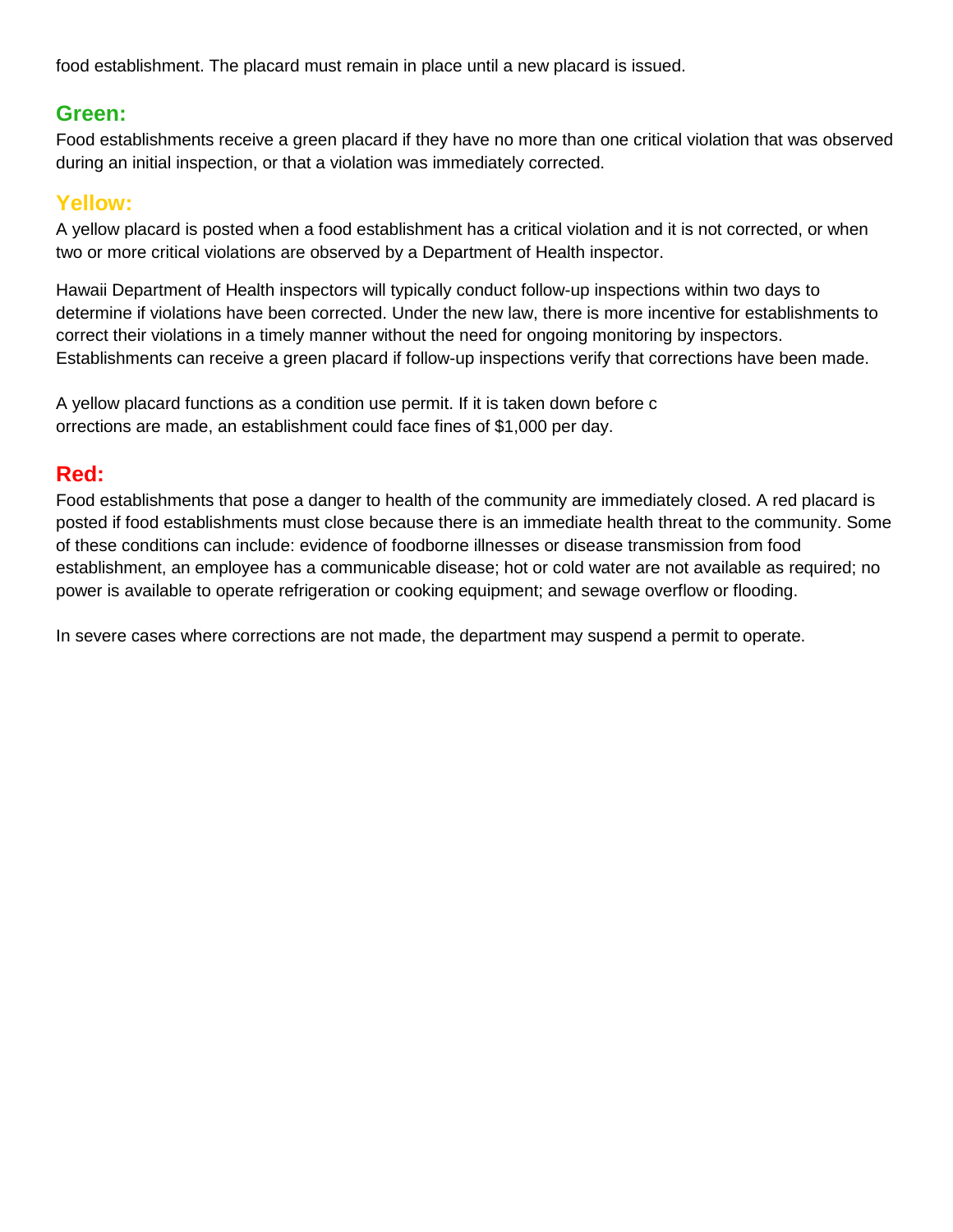food establishment. The placard must remain in place until a new placard is issued.

## Green:

Food establishments receive a green placard if they have no more than one critical violation that was observed during an initial inspection, or that a violation was immediately corrected.

## Yellow:

A yellow placard is posted when a food establishment has a critical violation and it is not corrected, or when two or more critical violations are observed by a Department of Health inspector.

Hawaii Department of Health inspectors will typically conduct follow-up inspections within two days to determine if violations have been corrected. Under the new law, there is more incentive for establishments to correct their violations in a timely manner without the need for ongoing monitoring by inspectors. Establishments can receive a green placard if follow-up inspections verify that corrections have been made.

A yellow placard functions as a condition use permit. If it is taken down before corrections are made, an establishment could face fines of $1,000 per day.

## Red:

Food establishments that pose a danger to health of the community are immediately closed. A red placard is posted if food establishments must close because there is an immediate health threat to the community. Some of these conditions can include: evidence of foodborne illnesses or disease transmission from food establishment, an employee has a communicable disease; hot or cold water are not available as required; no power is available to operate refrigeration or cooking equipment; and sewage overflow or flooding.

In severe cases where corrections are not made, the department may suspend a permit to operate.